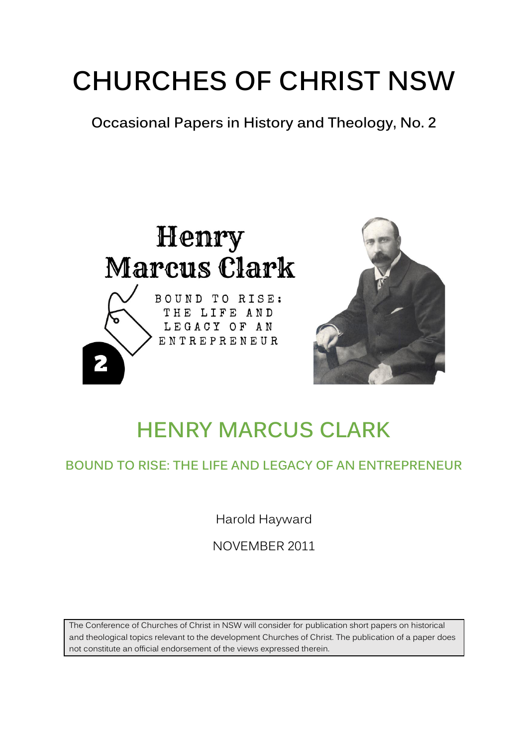# CHURCHES OF CHRIST NSW

**Occasional Papers in History and Theology, No. 2**

Henry Marcus Clark

BOUND TO RISE: THE LIFE AND LEGACY OF AN ENTREPRENEUR

2

## HENRY MARCUS CLARK

### BOUND TO RISE: THE LIFE AND LEGACY OF AN ENTREPRENEUR

Harold Hayward

NOVEMBER 2011

The Conference of Churches of Christ in NSW will consider for publication short papers on historical and theological topics relevant to the development Churches of Christ. The publication of a paper does not constitute an official endorsement of the views expressed therein.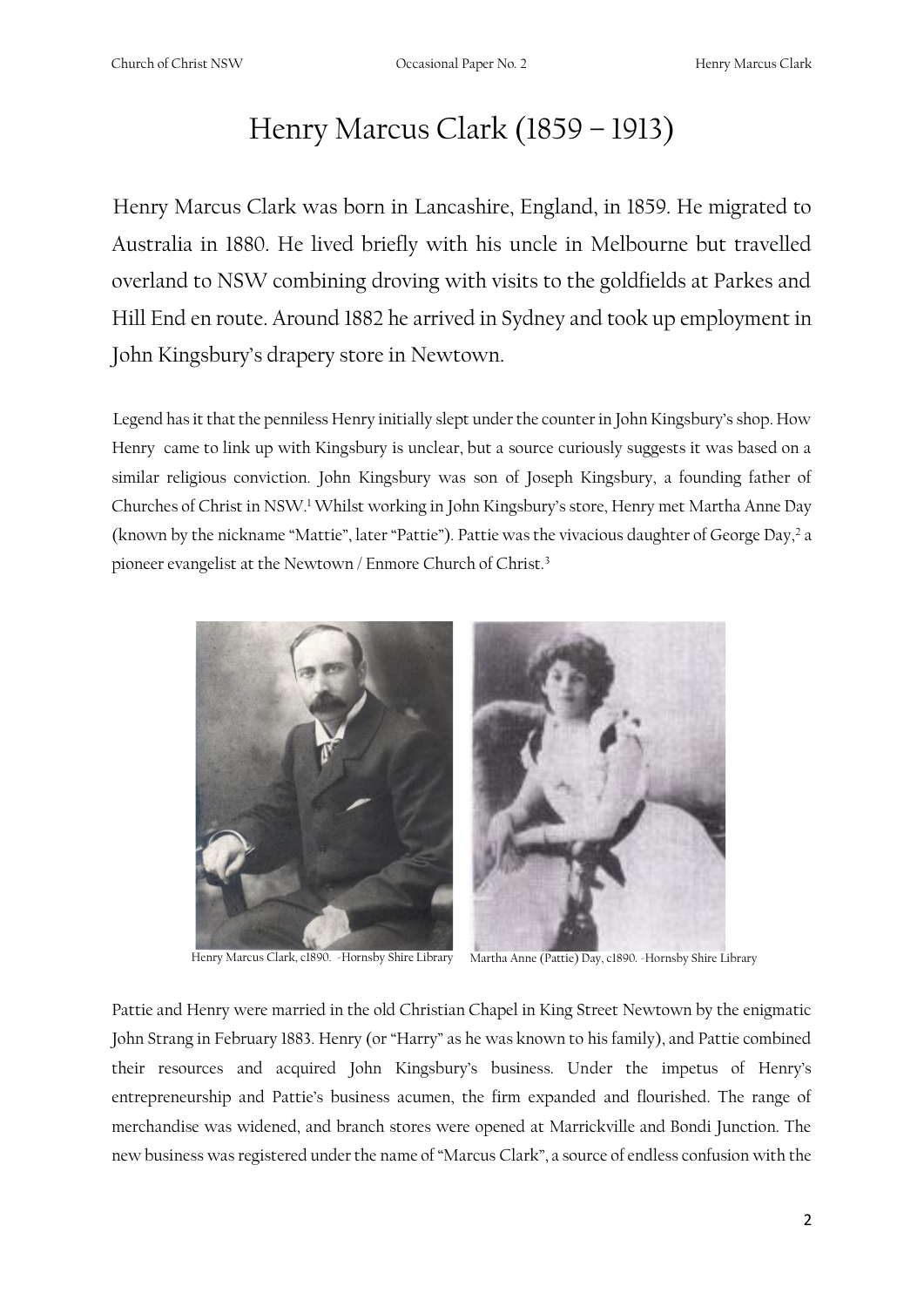# Henry Marcus Clark (1859 – 1913)

Henry Marcus Clark was born in Lancashire, England, in 1859. He migrated to Australia in 1880. He lived briefly with his uncle in Melbourne but travelled overland to NSW combining droving with visits to the goldfields at Parkes and Hill End en route. Around 1882 he arrived in Sydney and took up employment in John Kingsbury's drapery store in Newtown.

Legend has it that the penniless Henry initially slept under the counter in John Kingsbury's shop. How Henry came to link up with Kingsbury is unclear, but a source curiously suggests it was based on a similar religious conviction. John Kingsbury was son of Joseph Kingsbury, a founding father of Churches of Christ in NSW.[1] Whilst working in John Kingsbury's store, Henry met Martha Anne Day (known by the nickname "Mattie", later "Pattie"). Pattie was the vivacious daughter of George Day,[2] a pioneer evangelist at the Newtown / Enmore Church of Christ.[3]

Henry Marcus Clark, c1890. -Hornsby Shire Library

Martha Anne (Pattie) Day, c1890. -Hornsby Shire Library

Pattie and Henry were married in the old Christian Chapel in King Street Newtown by the enigmatic John Strang in February 1883. Henry (or "Harry" as he was known to his family), and Pattie combined their resources and acquired John Kingsbury's business. Under the impetus of Henry's entrepreneurship and Pattie's business acumen, the firm expanded and flourished. The range of merchandise was widened, and branch stores were opened at Marrickville and Bondi Junction. The new business was registered under the name of "Marcus Clark", a source of endless confusion with the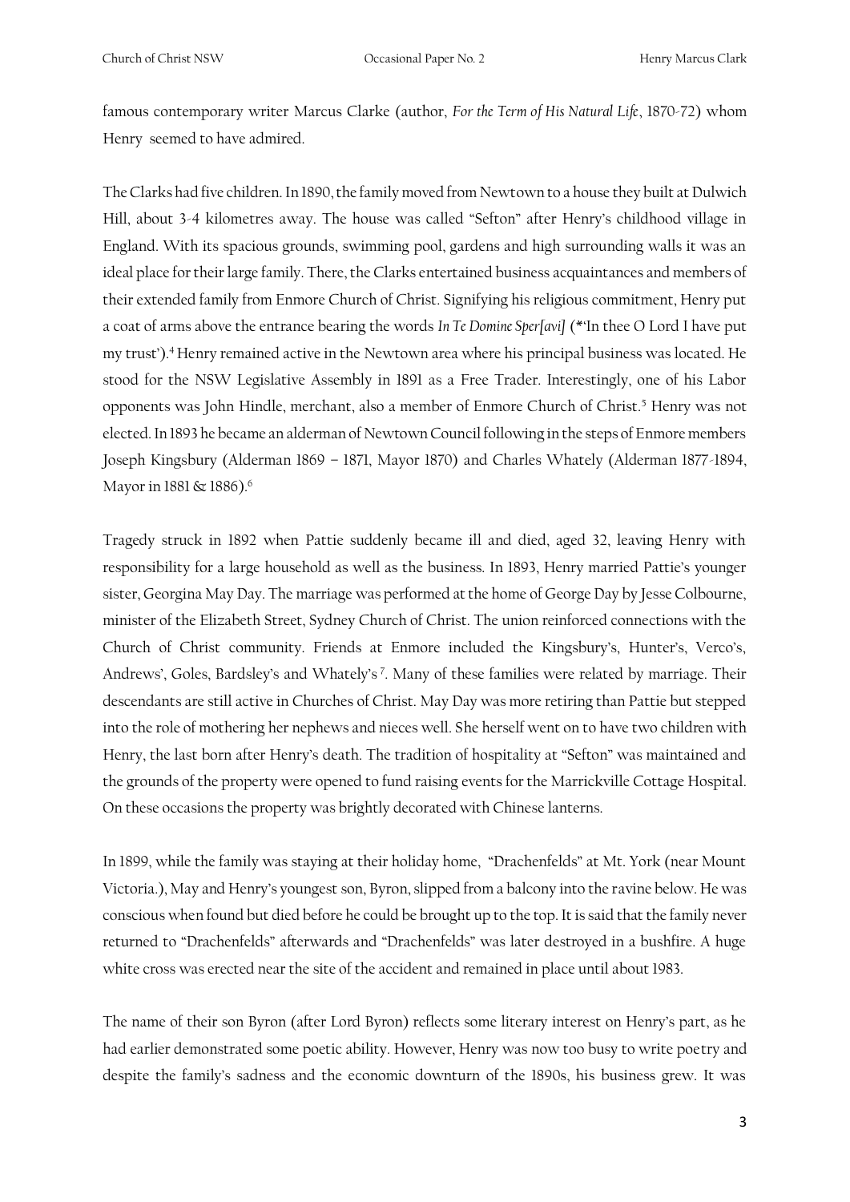famous contemporary writer Marcus Clarke (author, *For the Term of His Natural Life*, 1870-72) whom Henry seemed to have admired.

The Clarks had five children. In 1890, the family moved from Newtown to a house they built at Dulwich Hill, about 3-4 kilometres away. The house was called "Sefton" after Henry's childhood village in England. With its spacious grounds, swimming pool, gardens and high surrounding walls it was an ideal place for their large family. There, the Clarks entertained business acquaintances and members of their extended family from Enmore Church of Christ. Signifying his religious commitment, Henry put a coat of arms above the entrance bearing the words *In Te Domine Sper[avi]* (\*'In thee O Lord I have put my trust').[4] Henry remained active in the Newtown area where his principal business was located. He stood for the NSW Legislative Assembly in 1891 as a Free Trader. Interestingly, one of his Labor opponents was John Hindle, merchant, also a member of Enmore Church of Christ.[5] Henry was not elected. In 1893 he became an alderman of Newtown Council following in the steps of Enmore members Joseph Kingsbury (Alderman 1869 – 1871, Mayor 1870) and Charles Whately (Alderman 1877-1894, Mayor in 1881 & 1886).[6]

Tragedy struck in 1892 when Pattie suddenly became ill and died, aged 32, leaving Henry with responsibility for a large household as well as the business. In 1893, Henry married Pattie's younger sister, Georgina May Day. The marriage was performed at the home of George Day by Jesse Colbourne, minister of the Elizabeth Street, Sydney Church of Christ. The union reinforced connections with the Church of Christ community. Friends at Enmore included the Kingsbury's, Hunter's, Verco's, Andrews', Goles, Bardsley's and Whately's[7]. Many of these families were related by marriage. Their descendants are still active in Churches of Christ. May Day was more retiring than Pattie but stepped into the role of mothering her nephews and nieces well. She herself went on to have two children with Henry, the last born after Henry's death. The tradition of hospitality at "Sefton" was maintained and the grounds of the property were opened to fund raising events for the Marrickville Cottage Hospital. On these occasions the property was brightly decorated with Chinese lanterns.

In 1899, while the family was staying at their holiday home, "Drachenfelds" at Mt. York (near Mount Victoria.), May and Henry's youngest son, Byron, slipped from a balcony into the ravine below. He was conscious when found but died before he could be brought up to the top. It is said that the family never returned to "Drachenfelds" afterwards and "Drachenfelds" was later destroyed in a bushfire. A huge white cross was erected near the site of the accident and remained in place until about 1983.

The name of their son Byron (after Lord Byron) reflects some literary interest on Henry's part, as he had earlier demonstrated some poetic ability. However, Henry was now too busy to write poetry and despite the family's sadness and the economic downturn of the 1890s, his business grew. It was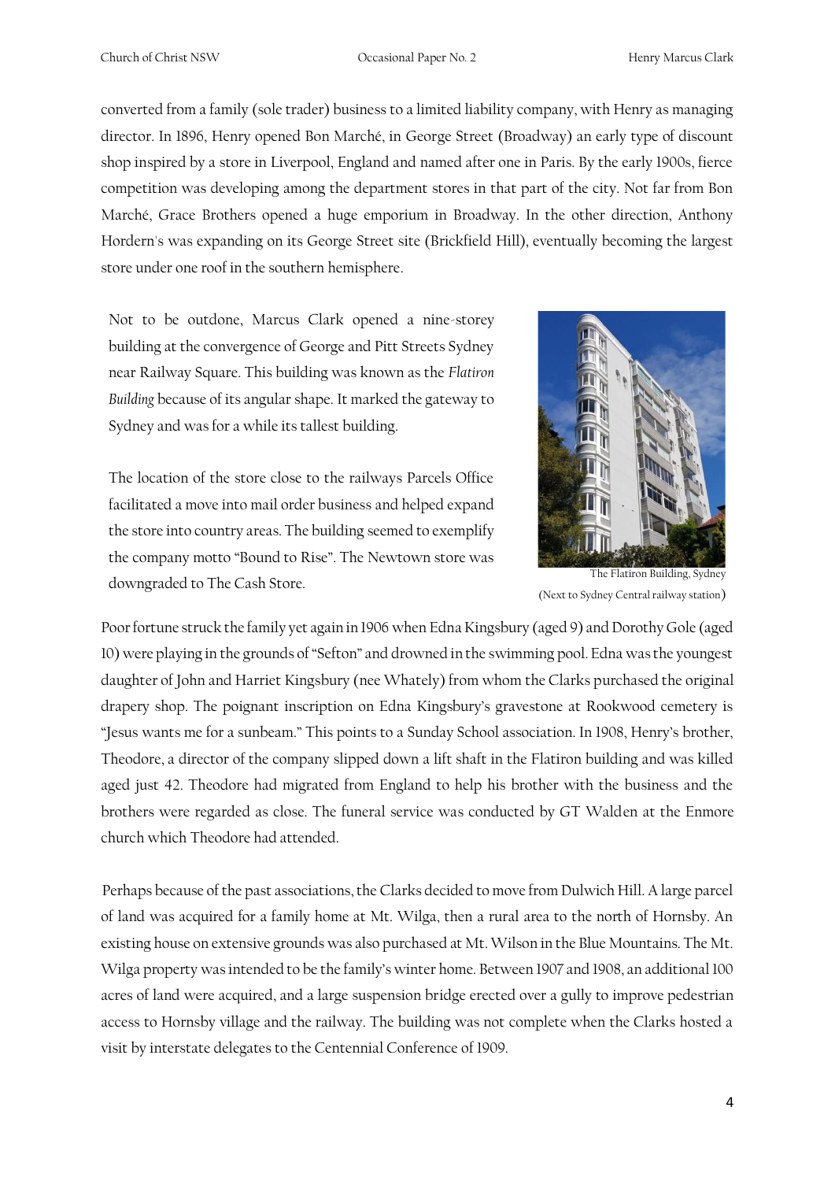converted from a family (sole trader) business to a limited liability company, with Henry as managing director. In 1896, Henry opened Bon Marché, in George Street (Broadway) an early type of discount shop inspired by a store in Liverpool, England and named after one in Paris. By the early 1900s, fierce competition was developing among the department stores in that part of the city. Not far from Bon Marché, Grace Brothers opened a huge emporium in Broadway. In the other direction, Anthony Hordern's was expanding on its George Street site (Brickfield Hill), eventually becoming the largest store under one roof in the southern hemisphere.

Not to be outdone, Marcus Clark opened a nine-storey building at the convergence of George and Pitt Streets Sydney near Railway Square. This building was known as the *Flatiron Building* because of its angular shape. It marked the gateway to Sydney and was for a while its tallest building.

The location of the store close to the railways Parcels Office facilitated a move into mail order business and helped expand the store into country areas. The building seemed to exemplify the company motto "Bound to Rise". The Newtown store was downgraded to The Cash Store.

The Flatiron Building, Sydney
(Next to Sydney Central railway station)

Poor fortune struck the family yet again in 1906 when Edna Kingsbury (aged 9) and Dorothy Gole (aged 10) were playing in the grounds of "Sefton" and drowned in the swimming pool. Edna was the youngest daughter of John and Harriet Kingsbury (nee Whately) from whom the Clarks purchased the original drapery shop. The poignant inscription on Edna Kingsbury's gravestone at Rookwood cemetery is "Jesus wants me for a sunbeam." This points to a Sunday School association. In 1908, Henry's brother, Theodore, a director of the company slipped down a lift shaft in the Flatiron building and was killed aged just 42. Theodore had migrated from England to help his brother with the business and the brothers were regarded as close. The funeral service was conducted by GT Walden at the Enmore church which Theodore had attended.

Perhaps because of the past associations, the Clarks decided to move from Dulwich Hill. A large parcel of land was acquired for a family home at Mt. Wilga, then a rural area to the north of Hornsby. An existing house on extensive grounds was also purchased at Mt. Wilson in the Blue Mountains. The Mt. Wilga property was intended to be the family's winter home. Between 1907 and 1908, an additional 100 acres of land were acquired, and a large suspension bridge erected over a gully to improve pedestrian access to Hornsby village and the railway. The building was not complete when the Clarks hosted a visit by interstate delegates to the Centennial Conference of 1909.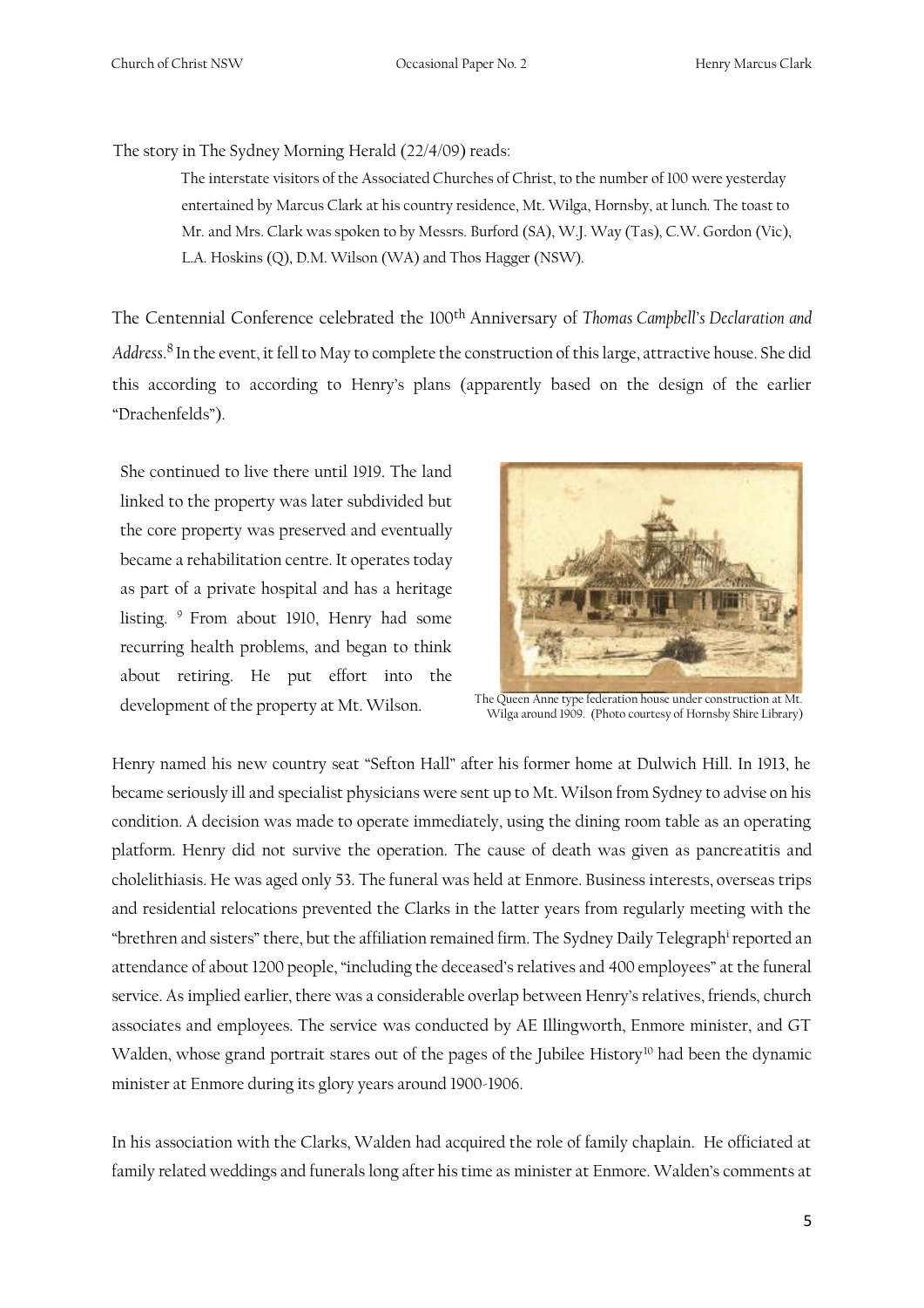The story in The Sydney Morning Herald (22/4/09) reads:

> The interstate visitors of the Associated Churches of Christ, to the number of 100 were yesterday entertained by Marcus Clark at his country residence, Mt. Wilga, Hornsby, at lunch. The toast to Mr. and Mrs. Clark was spoken to by Messrs. Burford (SA), W.J. Way (Tas), C.W. Gordon (Vic), L.A. Hoskins (Q), D.M. Wilson (WA) and Thos Hagger (NSW).

The Centennial Conference celebrated the 100th Anniversary of *Thomas Campbell's Declaration and Address*.[8] In the event, it fell to May to complete the construction of this large, attractive house. She did this according to according to Henry's plans (apparently based on the design of the earlier "Drachenfelds").

She continued to live there until 1919. The land linked to the property was later subdivided but the core property was preserved and eventually became a rehabilitation centre. It operates today as part of a private hospital and has a heritage listing. [9] From about 1910, Henry had some recurring health problems, and began to think about retiring. He put effort into the development of the property at Mt. Wilson.

The Queen Anne type federation house under construction at Mt. Wilga around 1909. (Photo courtesy of Hornsby Shire Library)

Henry named his new country seat "Sefton Hall" after his former home at Dulwich Hill. In 1913, he became seriously ill and specialist physicians were sent up to Mt. Wilson from Sydney to advise on his condition. A decision was made to operate immediately, using the dining room table as an operating platform. Henry did not survive the operation. The cause of death was given as pancreatitis and cholelithiasis. He was aged only 53. The funeral was held at Enmore. Business interests, overseas trips and residential relocations prevented the Clarks in the latter years from regularly meeting with the "brethren and sisters" there, but the affiliation remained firm. The Sydney Daily Telegraph[i] reported an attendance of about 1200 people, "including the deceased's relatives and 400 employees" at the funeral service. As implied earlier, there was a considerable overlap between Henry's relatives, friends, church associates and employees. The service was conducted by AE Illingworth, Enmore minister, and GT Walden, whose grand portrait stares out of the pages of the Jubilee History[10] had been the dynamic minister at Enmore during its glory years around 1900-1906.

In his association with the Clarks, Walden had acquired the role of family chaplain. He officiated at family related weddings and funerals long after his time as minister at Enmore. Walden's comments at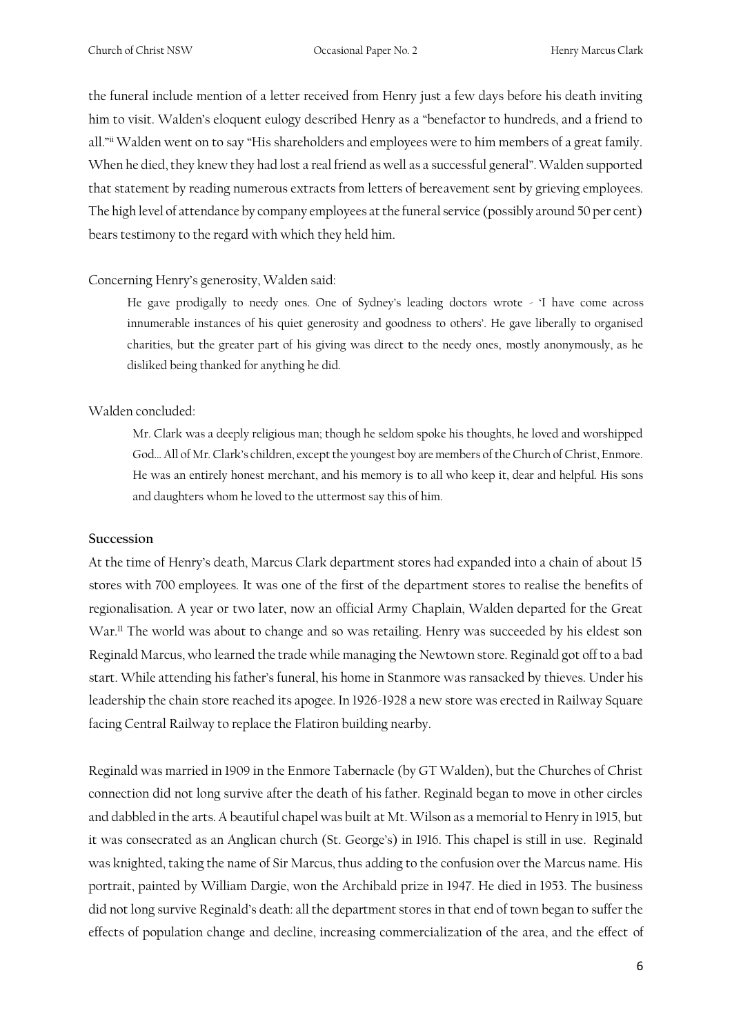the funeral include mention of a letter received from Henry just a few days before his death inviting him to visit. Walden's eloquent eulogy described Henry as a "benefactor to hundreds, and a friend to all."[ii] Walden went on to say "His shareholders and employees were to him members of a great family. When he died, they knew they had lost a real friend as well as a successful general". Walden supported that statement by reading numerous extracts from letters of bereavement sent by grieving employees. The high level of attendance by company employees at the funeral service (possibly around 50 per cent) bears testimony to the regard with which they held him.

Concerning Henry's generosity, Walden said:

> He gave prodigally to needy ones. One of Sydney's leading doctors wrote - 'I have come across innumerable instances of his quiet generosity and goodness to others'. He gave liberally to organised charities, but the greater part of his giving was direct to the needy ones, mostly anonymously, as he disliked being thanked for anything he did.

Walden concluded:

> Mr. Clark was a deeply religious man; though he seldom spoke his thoughts, he loved and worshipped God… All of Mr. Clark's children, except the youngest boy are members of the Church of Christ, Enmore. He was an entirely honest merchant, and his memory is to all who keep it, dear and helpful. His sons and daughters whom he loved to the uttermost say this of him.

**Succession**

At the time of Henry's death, Marcus Clark department stores had expanded into a chain of about 15 stores with 700 employees. It was one of the first of the department stores to realise the benefits of regionalisation. A year or two later, now an official Army Chaplain, Walden departed for the Great War.[11] The world was about to change and so was retailing. Henry was succeeded by his eldest son Reginald Marcus, who learned the trade while managing the Newtown store. Reginald got off to a bad start. While attending his father's funeral, his home in Stanmore was ransacked by thieves. Under his leadership the chain store reached its apogee. In 1926-1928 a new store was erected in Railway Square facing Central Railway to replace the Flatiron building nearby.

Reginald was married in 1909 in the Enmore Tabernacle (by GT Walden), but the Churches of Christ connection did not long survive after the death of his father. Reginald began to move in other circles and dabbled in the arts. A beautiful chapel was built at Mt. Wilson as a memorial to Henry in 1915, but it was consecrated as an Anglican church (St. George's) in 1916. This chapel is still in use. Reginald was knighted, taking the name of Sir Marcus, thus adding to the confusion over the Marcus name. His portrait, painted by William Dargie, won the Archibald prize in 1947. He died in 1953. The business did not long survive Reginald's death: all the department stores in that end of town began to suffer the effects of population change and decline, increasing commercialization of the area, and the effect of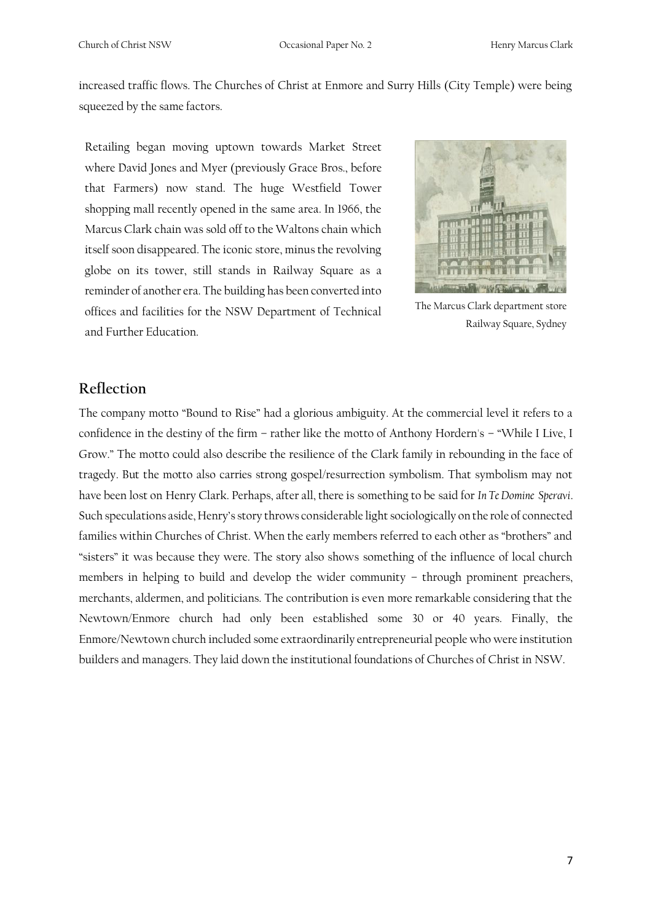increased traffic flows. The Churches of Christ at Enmore and Surry Hills (City Temple) were being squeezed by the same factors.

Retailing began moving uptown towards Market Street where David Jones and Myer (previously Grace Bros., before that Farmers) now stand. The huge Westfield Tower shopping mall recently opened in the same area. In 1966, the Marcus Clark chain was sold off to the Waltons chain which itself soon disappeared. The iconic store, minus the revolving globe on its tower, still stands in Railway Square as a reminder of another era. The building has been converted into offices and facilities for the NSW Department of Technical and Further Education.

The Marcus Clark department store Railway Square, Sydney

## Reflection

The company motto "Bound to Rise" had a glorious ambiguity. At the commercial level it refers to a confidence in the destiny of the firm – rather like the motto of Anthony Hordern's – "While I Live, I Grow." The motto could also describe the resilience of the Clark family in rebounding in the face of tragedy. But the motto also carries strong gospel/resurrection symbolism. That symbolism may not have been lost on Henry Clark. Perhaps, after all, there is something to be said for *In Te Domine Speravi*. Such speculations aside, Henry's story throws considerable light sociologically on the role of connected families within Churches of Christ. When the early members referred to each other as "brothers" and "sisters" it was because they were. The story also shows something of the influence of local church members in helping to build and develop the wider community – through prominent preachers, merchants, aldermen, and politicians. The contribution is even more remarkable considering that the Newtown/Enmore church had only been established some 30 or 40 years. Finally, the Enmore/Newtown church included some extraordinarily entrepreneurial people who were institution builders and managers. They laid down the institutional foundations of Churches of Christ in NSW.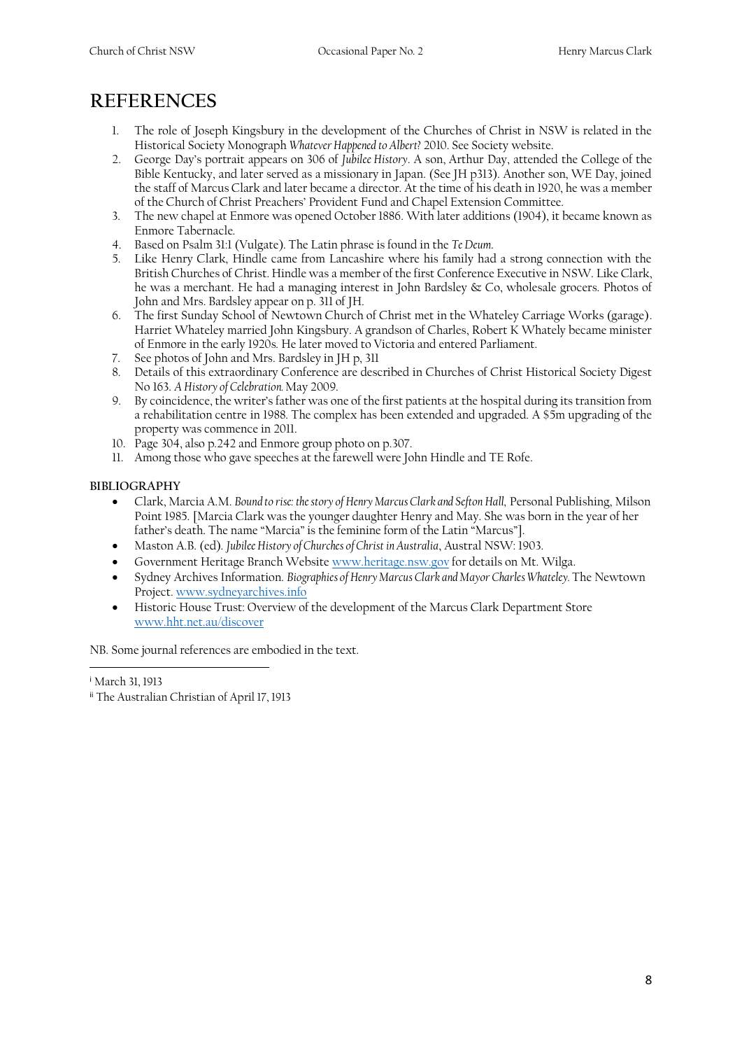# REFERENCES

1. The role of Joseph Kingsbury in the development of the Churches of Christ in NSW is related in the Historical Society Monograph *Whatever Happened to Albert?* 2010. See Society website.
2. George Day's portrait appears on 306 of *Jubilee History*. A son, Arthur Day, attended the College of the Bible Kentucky, and later served as a missionary in Japan. (See JH p313). Another son, WE Day, joined the staff of Marcus Clark and later became a director. At the time of his death in 1920, he was a member of the Church of Christ Preachers' Provident Fund and Chapel Extension Committee.
3. The new chapel at Enmore was opened October 1886. With later additions (1904), it became known as Enmore Tabernacle.
4. Based on Psalm 31:1 (Vulgate). The Latin phrase is found in the *Te Deum*.
5. Like Henry Clark, Hindle came from Lancashire where his family had a strong connection with the British Churches of Christ. Hindle was a member of the first Conference Executive in NSW. Like Clark, he was a merchant. He had a managing interest in John Bardsley & Co, wholesale grocers. Photos of John and Mrs. Bardsley appear on p. 311 of JH.
6. The first Sunday School of Newtown Church of Christ met in the Whateley Carriage Works (garage). Harriet Whateley married John Kingsbury. A grandson of Charles, Robert K Whately became minister of Enmore in the early 1920s. He later moved to Victoria and entered Parliament.
7. See photos of John and Mrs. Bardsley in JH p, 311
8. Details of this extraordinary Conference are described in Churches of Christ Historical Society Digest No 163. *A History of Celebration.* May 2009.
9. By coincidence, the writer's father was one of the first patients at the hospital during its transition from a rehabilitation centre in 1988. The complex has been extended and upgraded. A $5m upgrading of the property was commence in 2011.
10. Page 304, also p.242 and Enmore group photo on p.307.
11. Among those who gave speeches at the farewell were John Hindle and TE Rofe.

**BIBLIOGRAPHY**

- Clark, Marcia A.M. *Bound to rise: the story of Henry Marcus Clark and Sefton Hall,* Personal Publishing, Milson Point 1985. [Marcia Clark was the younger daughter Henry and May. She was born in the year of her father's death. The name "Marcia" is the feminine form of the Latin "Marcus"].
- Maston A.B. (ed). *Jubilee History of Churches of Christ in Australia*, Austral NSW: 1903.
- Government Heritage Branch Website www.heritage.nsw.gov for details on Mt. Wilga.
- Sydney Archives Information. *Biographies of Henry Marcus Clark and Mayor Charles Whateley.* The Newtown Project. www.sydneyarchives.info
- Historic House Trust: Overview of the development of the Marcus Clark Department Store www.hht.net.au/discover

NB. Some journal references are embodied in the text.

---

[i] March 31, 1913

[ii] The Australian Christian of April 17, 1913